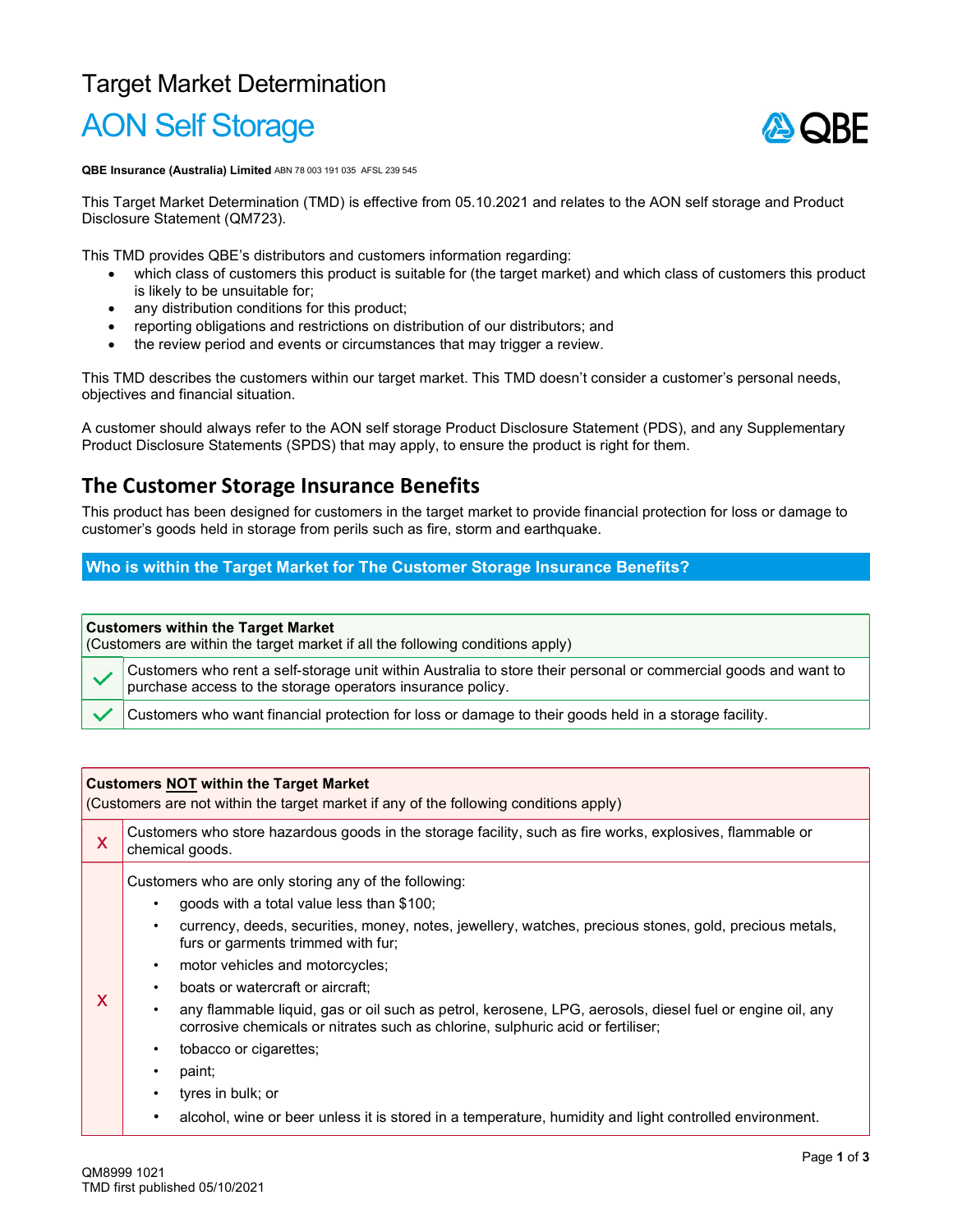# Target Market Determination

## AON Self Storage

**QBE Insurance (Australia) Limited** ABN 78 003 191 035 AFSL 239 545

This Target Market Determination (TMD) is effective from 05.10.2021 and relates to the AON self storage and Product Disclosure Statement (QM723).

This TMD provides QBE's distributors and customers information regarding:

- which class of customers this product is suitable for (the target market) and which class of customers this product is likely to be unsuitable for;
- any distribution conditions for this product;
- reporting obligations and restrictions on distribution of our distributors; and
- the review period and events or circumstances that may trigger a review.

This TMD describes the customers within our target market. This TMD doesn't consider a customer's personal needs, objectives and financial situation.

A customer should always refer to the AON self storage Product Disclosure Statement (PDS), and any Supplementary Product Disclosure Statements (SPDS) that may apply, to ensure the product is right for them.

## The Customer Storage Insurance Benefits

This product has been designed for customers in the target market to provide financial protection for loss or damage to customer's goods held in storage from perils such as fire, storm and earthquake.

### Who is within the Target Market for The Customer Storage Insurance Benefits?

| | **Customers within the Target Market**<br>(Customers are within the target market if all the following conditions apply) |
|---|---|
| ✓ | Customers who rent a self-storage unit within Australia to store their personal or commercial goods and want to purchase access to the storage operators insurance policy. |
| ✓ | Customers who want financial protection for loss or damage to their goods held in a storage facility. |

| | **Customers NOT within the Target Market**<br>(Customers are not within the target market if any of the following conditions apply) |
|---|---|
| X | Customers who store hazardous goods in the storage facility, such as fire works, explosives, flammable or chemical goods. |
| X | Customers who are only storing any of the following:<br>• goods with a total value less than $100;<br>• currency, deeds, securities, money, notes, jewellery, watches, precious stones, gold, precious metals, furs or garments trimmed with fur;<br>• motor vehicles and motorcycles;<br>• boats or watercraft or aircraft;<br>• any flammable liquid, gas or oil such as petrol, kerosene, LPG, aerosols, diesel fuel or engine oil, any corrosive chemicals or nitrates such as chlorine, sulphuric acid or fertiliser;<br>• tobacco or cigarettes;<br>• paint;<br>• tyres in bulk; or<br>• alcohol, wine or beer unless it is stored in a temperature, humidity and light controlled environment. |

QM8999 1021
TMD first published 05/10/2021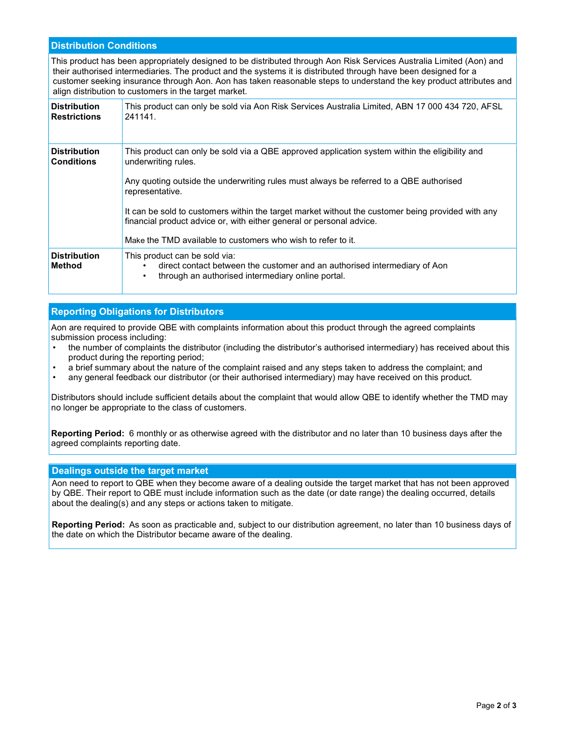## Distribution Conditions

This product has been appropriately designed to be distributed through Aon Risk Services Australia Limited (Aon) and their authorised intermediaries. The product and the systems it is distributed through have been designed for a customer seeking insurance through Aon. Aon has taken reasonable steps to understand the key product attributes and align distribution to customers in the target market.

| | |
|---|---|
| **Distribution Restrictions** | This product can only be sold via Aon Risk Services Australia Limited, ABN 17 000 434 720, AFSL 241141. |
| **Distribution Conditions** | This product can only be sold via a QBE approved application system within the eligibility and underwriting rules.<br><br>Any quoting outside the underwriting rules must always be referred to a QBE authorised representative.<br><br>It can be sold to customers within the target market without the customer being provided with any financial product advice or, with either general or personal advice.<br><br>Make the TMD available to customers who wish to refer to it. |
| **Distribution Method** | This product can be sold via:<br>• direct contact between the customer and an authorised intermediary of Aon<br>• through an authorised intermediary online portal. |

## Reporting Obligations for Distributors

Aon are required to provide QBE with complaints information about this product through the agreed complaints submission process including:

- the number of complaints the distributor (including the distributor's authorised intermediary) has received about this product during the reporting period;
- a brief summary about the nature of the complaint raised and any steps taken to address the complaint; and
- any general feedback our distributor (or their authorised intermediary) may have received on this product.

Distributors should include sufficient details about the complaint that would allow QBE to identify whether the TMD may no longer be appropriate to the class of customers.

**Reporting Period:** 6 monthly or as otherwise agreed with the distributor and no later than 10 business days after the agreed complaints reporting date.

## Dealings outside the target market

Aon need to report to QBE when they become aware of a dealing outside the target market that has not been approved by QBE. Their report to QBE must include information such as the date (or date range) the dealing occurred, details about the dealing(s) and any steps or actions taken to mitigate.

**Reporting Period:** As soon as practicable and, subject to our distribution agreement, no later than 10 business days of the date on which the Distributor became aware of the dealing.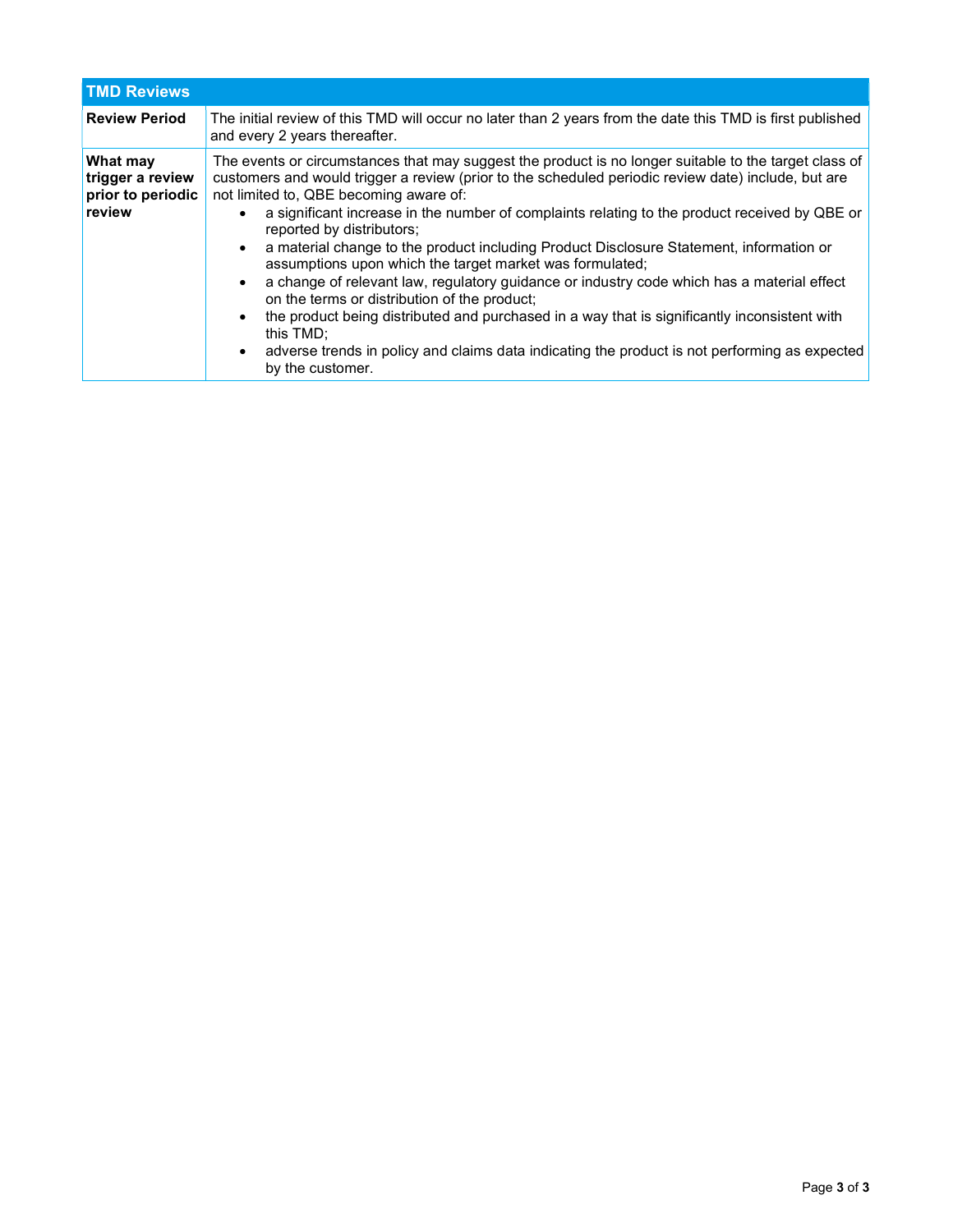| TMD Reviews | |
|---|---|
| **Review Period** | The initial review of this TMD will occur no later than 2 years from the date this TMD is first published and every 2 years thereafter. |
| **What may trigger a review prior to periodic review** | The events or circumstances that may suggest the product is no longer suitable to the target class of customers and would trigger a review (prior to the scheduled periodic review date) include, but are not limited to, QBE becoming aware of: <br>• a significant increase in the number of complaints relating to the product received by QBE or reported by distributors; <br>• a material change to the product including Product Disclosure Statement, information or assumptions upon which the target market was formulated; <br>• a change of relevant law, regulatory guidance or industry code which has a material effect on the terms or distribution of the product; <br>• the product being distributed and purchased in a way that is significantly inconsistent with this TMD; <br>• adverse trends in policy and claims data indicating the product is not performing as expected by the customer. |